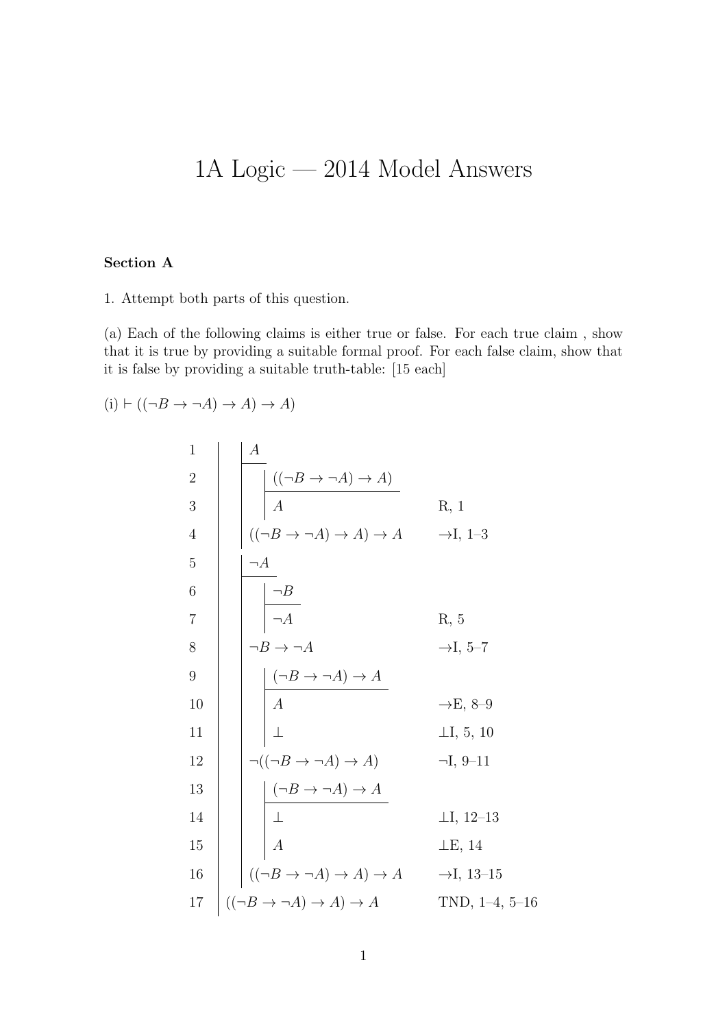# 1A Logic — 2014 Model Answers

### Section A

1. Attempt both parts of this question.

(a) Each of the following claims is either true or false. For each true claim , show that it is true by providing a suitable formal proof. For each false claim, show that it is false by providing a suitable truth-table: [15 each]

(i) $\vdash ((\neg B \to \neg A) \to A) \to A)$

| Line | Formula | Justification |
|---|---|---|
| 1 | $A$ | |
| 2 | $((\neg B \to \neg A) \to A)$ | |
| 3 | $A$ | R, 1 |
| 4 | $((\neg B \to \neg A) \to A) \to A$ | $\to$I, 1–3 |
| 5 | $\neg A$ | |
| 6 | $\neg B$ | |
| 7 | $\neg A$ | R, 5 |
| 8 | $\neg B \to \neg A$ | $\to$I, 5–7 |
| 9 | $(\neg B \to \neg A) \to A$ | |
| 10 | $A$ | $\to$E, 8–9 |
| 11 | $\bot$ | $\bot$I, 5, 10 |
| 12 | $\neg((\neg B \to \neg A) \to A)$ | $\neg$I, 9–11 |
| 13 | $(\neg B \to \neg A) \to A$ | |
| 14 | $\bot$ | $\bot$I, 12–13 |
| 15 | $A$ | $\bot$E, 14 |
| 16 | $((\neg B \to \neg A) \to A) \to A$ | $\to$I, 13–15 |
| 17 | $((\neg B \to \neg A) \to A) \to A$ | TND, 1–4, 5–16 |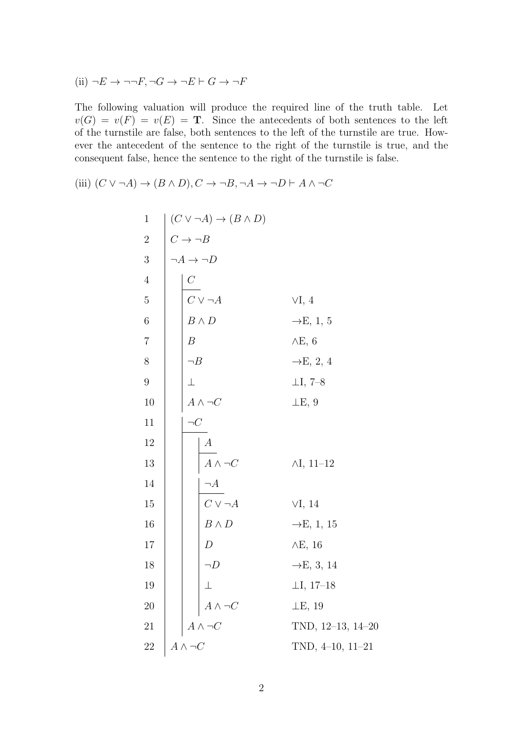(ii) $\neg E \to \neg\neg F, \neg G \to \neg E \vdash G \to \neg F$

The following valuation will produce the required line of the truth table. Let $v(G) = v(F) = v(E) = \mathbf{T}$. Since the antecedents of both sentences to the left of the turnstile are false, both sentences to the left of the turnstile are true. However the antecedent of the sentence to the right of the turnstile is true, and the consequent false, hence the sentence to the right of the turnstile is false.

(iii) $(C \vee \neg A) \to (B \wedge D), C \to \neg B, \neg A \to \neg D \vdash A \wedge \neg C$

| Line | Formula | Justification |
|---|---|---|
| 1 | $(C \vee \neg A) \to (B \wedge D)$ | |
| 2 | $C \to \neg B$ | |
| 3 | $\neg A \to \neg D$ | |
| 4 | $\quad C$ | |
| 5 | $\quad C \vee \neg A$ | $\vee$I, 4 |
| 6 | $\quad B \wedge D$ | $\to$E, 1, 5 |
| 7 | $\quad B$ | $\wedge$E, 6 |
| 8 | $\quad \neg B$ | $\to$E, 2, 4 |
| 9 | $\quad \bot$ | $\bot$I, 7–8 |
| 10 | $\quad A \wedge \neg C$ | $\bot$E, 9 |
| 11 | $\quad \neg C$ | |
| 12 | $\quad\quad A$ | |
| 13 | $\quad\quad A \wedge \neg C$ | $\wedge$I, 11–12 |
| 14 | $\quad\quad \neg A$ | |
| 15 | $\quad\quad C \vee \neg A$ | $\vee$I, 14 |
| 16 | $\quad\quad B \wedge D$ | $\to$E, 1, 15 |
| 17 | $\quad\quad D$ | $\wedge$E, 16 |
| 18 | $\quad\quad \neg D$ | $\to$E, 3, 14 |
| 19 | $\quad\quad \bot$ | $\bot$I, 17–18 |
| 20 | $\quad\quad A \wedge \neg C$ | $\bot$E, 19 |
| 21 | $\quad A \wedge \neg C$ | TND, 12–13, 14–20 |
| 22 | $A \wedge \neg C$ | TND, 4–10, 11–21 |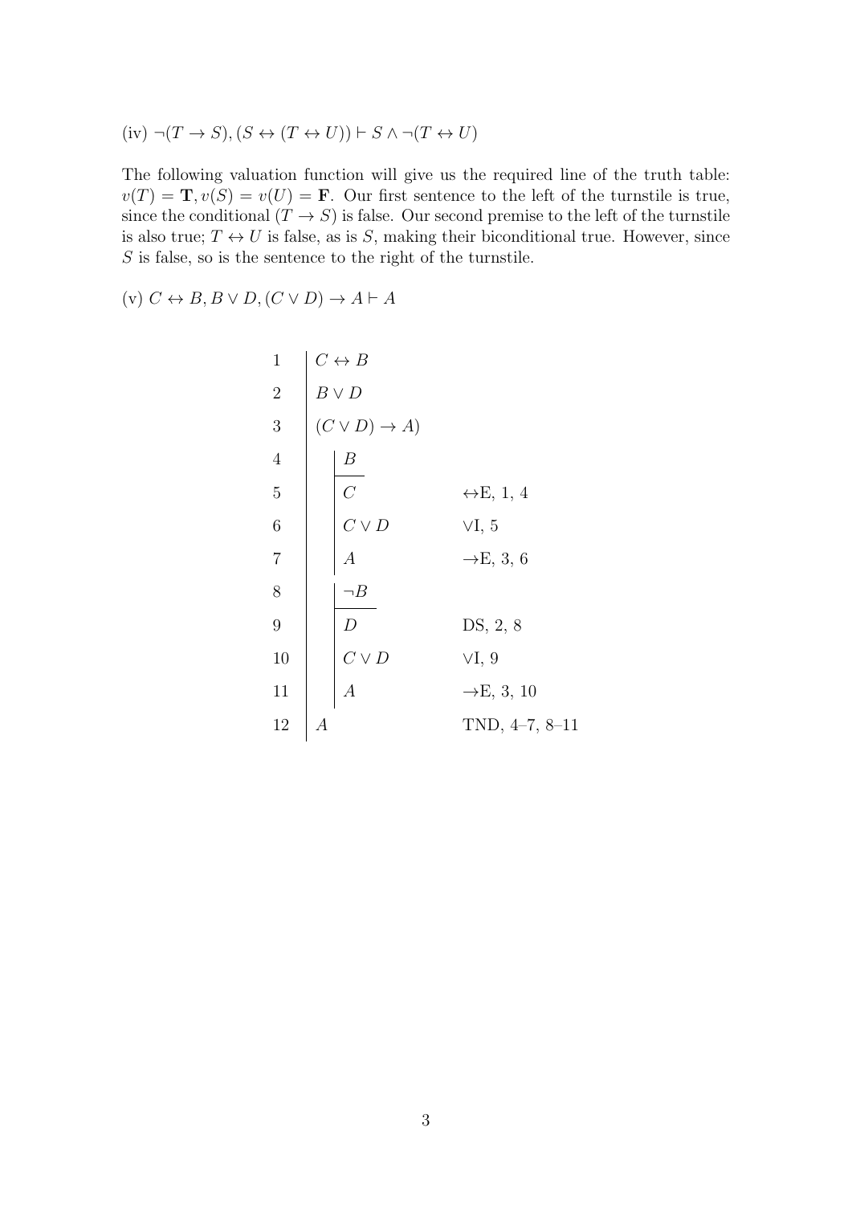(iv) $\neg(T \to S), (S \leftrightarrow (T \leftrightarrow U)) \vdash S \wedge \neg(T \leftrightarrow U)$

The following valuation function will give us the required line of the truth table: $v(T) = \mathbf{T}, v(S) = v(U) = \mathbf{F}$. Our first sentence to the left of the turnstile is true, since the conditional $(T \to S)$ is false. Our second premise to the left of the turnstile is also true; $T \leftrightarrow U$ is false, as is $S$, making their biconditional true. However, since $S$ is false, so is the sentence to the right of the turnstile.

(v) $C \leftrightarrow B, B \vee D, (C \vee D) \to A \vdash A$

```
1   | C ↔ B
2   | B ∨ D
3   | (C ∨ D) → A)
4   |   | B
    |   |----
5   |   | C              ↔E, 1, 4
6   |   | C ∨ D          ∨I, 5
7   |   | A              →E, 3, 6
8   |   | ¬B
    |   |----
9   |   | D              DS, 2, 8
10  |   | C ∨ D          ∨I, 9
11  |   | A              →E, 3, 10
12  | A                  TND, 4–7, 8–11
```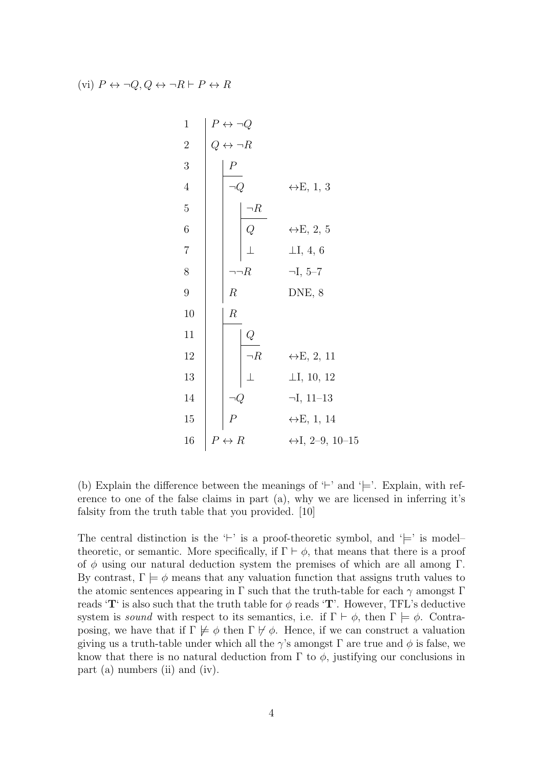(vi) $P \leftrightarrow \neg Q, Q \leftrightarrow \neg R \vdash P \leftrightarrow R$

| Line | Formula | Justification |
|---|---|---|
| 1 | $P \leftrightarrow \neg Q$ | |
| 2 | $Q \leftrightarrow \neg R$ | |
| 3 | $\quad P$ | |
| 4 | $\quad \neg Q$ | $\leftrightarrow$E, 1, 3 |
| 5 | $\quad\quad \neg R$ | |
| 6 | $\quad\quad Q$ | $\leftrightarrow$E, 2, 5 |
| 7 | $\quad\quad \bot$ | $\bot$I, 4, 6 |
| 8 | $\quad \neg\neg R$ | $\neg$I, 5–7 |
| 9 | $\quad R$ | DNE, 8 |
| 10 | $\quad R$ | |
| 11 | $\quad\quad Q$ | |
| 12 | $\quad\quad \neg R$ | $\leftrightarrow$E, 2, 11 |
| 13 | $\quad\quad \bot$ | $\bot$I, 10, 12 |
| 14 | $\quad \neg Q$ | $\neg$I, 11–13 |
| 15 | $\quad P$ | $\leftrightarrow$E, 1, 14 |
| 16 | $P \leftrightarrow R$ | $\leftrightarrow$I, 2–9, 10–15 |

(b) Explain the difference between the meanings of '$\vdash$' and '$\models$'. Explain, with reference to one of the false claims in part (a), why we are licensed in inferring it's falsity from the truth table that you provided. [10]

The central distinction is the '$\vdash$' is a proof-theoretic symbol, and '$\models$' is model–theoretic, or semantic. More specifically, if $\Gamma \vdash \phi$, that means that there is a proof of $\phi$ using our natural deduction system the premises of which are all among $\Gamma$. By contrast, $\Gamma \models \phi$ means that any valuation function that assigns truth values to the atomic sentences appearing in $\Gamma$ such that the truth-table for each $\gamma$ amongst $\Gamma$ reads '**T**' is also such that the truth table for $\phi$ reads '**T**'. However, TFL's deductive system is *sound* with respect to its semantics, i.e. if $\Gamma \vdash \phi$, then $\Gamma \models \phi$. Contraposing, we have that if $\Gamma \not\models \phi$ then $\Gamma \nvdash \phi$. Hence, if we can construct a valuation giving us a truth-table under which all the $\gamma$'s amongst $\Gamma$ are true and $\phi$ is false, we know that there is no natural deduction from $\Gamma$ to $\phi$, justifying our conclusions in part (a) numbers (ii) and (iv).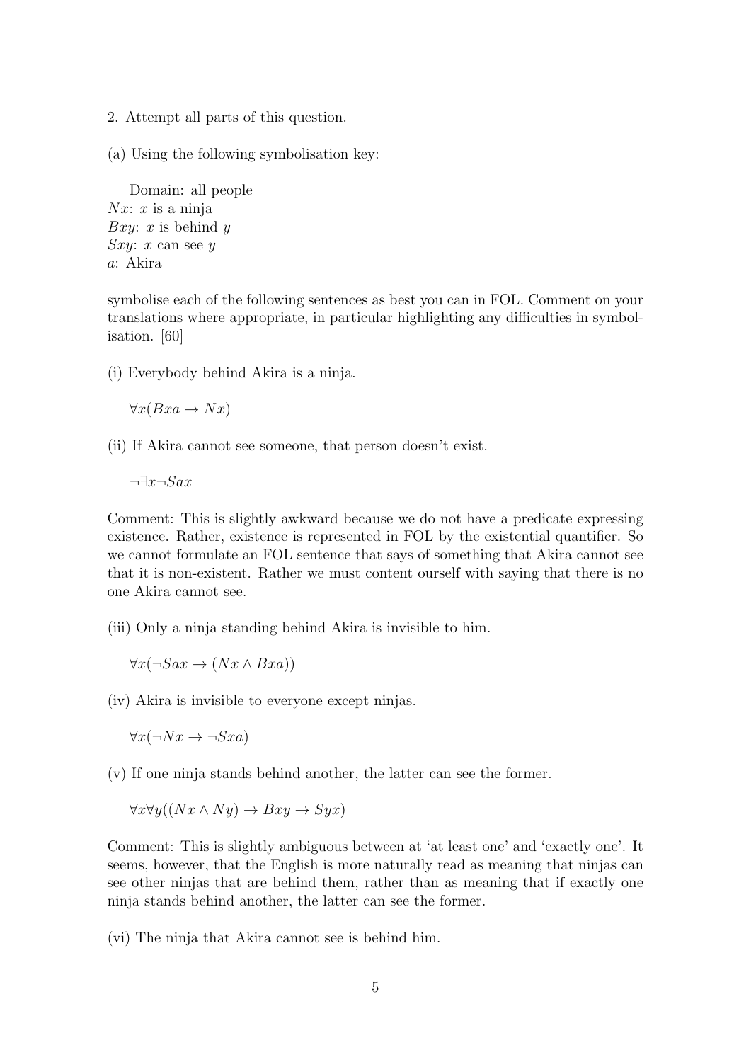2. Attempt all parts of this question.

(a) Using the following symbolisation key:

Domain: all people
$Nx$: $x$ is a ninja
$Bxy$: $x$ is behind $y$
$Sxy$: $x$ can see $y$
$a$: Akira

symbolise each of the following sentences as best you can in FOL. Comment on your translations where appropriate, in particular highlighting any difficulties in symbolisation. [60]

(i) Everybody behind Akira is a ninja.

$\forall x(Bxa \to Nx)$

(ii) If Akira cannot see someone, that person doesn't exist.

$\neg\exists x \neg Sax$

Comment: This is slightly awkward because we do not have a predicate expressing existence. Rather, existence is represented in FOL by the existential quantifier. So we cannot formulate an FOL sentence that says of something that Akira cannot see that it is non-existent. Rather we must content ourself with saying that there is no one Akira cannot see.

(iii) Only a ninja standing behind Akira is invisible to him.

$\forall x(\neg Sax \to (Nx \wedge Bxa))$

(iv) Akira is invisible to everyone except ninjas.

$\forall x(\neg Nx \to \neg Sxa)$

(v) If one ninja stands behind another, the latter can see the former.

$\forall x\forall y((Nx \wedge Ny) \to Bxy \to Syx)$

Comment: This is slightly ambiguous between at 'at least one' and 'exactly one'. It seems, however, that the English is more naturally read as meaning that ninjas can see other ninjas that are behind them, rather than as meaning that if exactly one ninja stands behind another, the latter can see the former.

(vi) The ninja that Akira cannot see is behind him.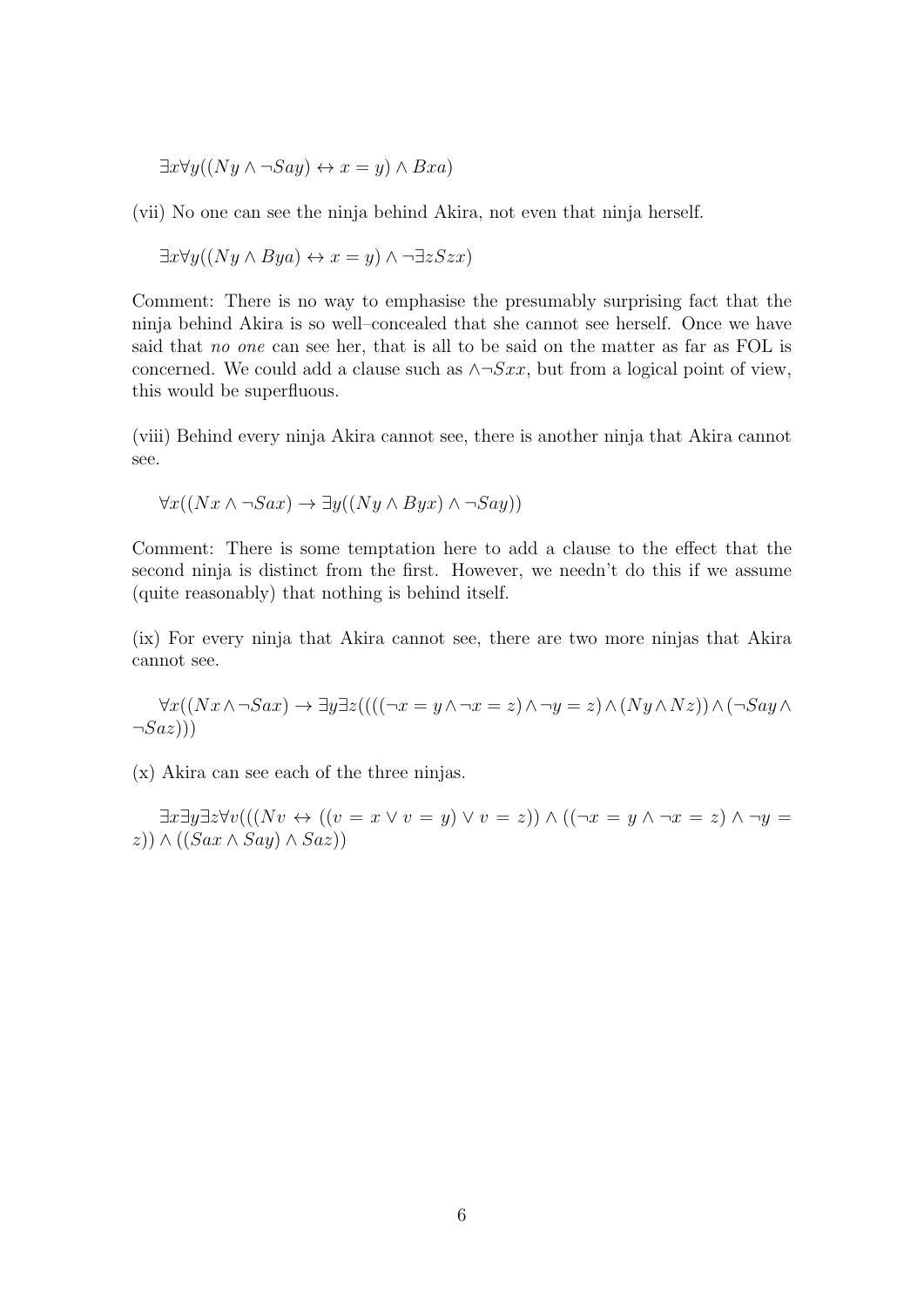$\exists x \forall y((Ny \wedge \neg Say) \leftrightarrow x = y) \wedge Bxa)$

(vii) No one can see the ninja behind Akira, not even that ninja herself.

$\exists x \forall y((Ny \wedge Bya) \leftrightarrow x = y) \wedge \neg \exists z Szx)$

Comment: There is no way to emphasise the presumably surprising fact that the ninja behind Akira is so well–concealed that she cannot see herself. Once we have said that *no one* can see her, that is all to be said on the matter as far as FOL is concerned. We could add a clause such as $\wedge \neg Sxx$, but from a logical point of view, this would be superfluous.

(viii) Behind every ninja Akira cannot see, there is another ninja that Akira cannot see.

$\forall x((Nx \wedge \neg Sax) \rightarrow \exists y((Ny \wedge Byx) \wedge \neg Say))$

Comment: There is some temptation here to add a clause to the effect that the second ninja is distinct from the first. However, we needn't do this if we assume (quite reasonably) that nothing is behind itself.

(ix) For every ninja that Akira cannot see, there are two more ninjas that Akira cannot see.

$\forall x((Nx \wedge \neg Sax) \rightarrow \exists y \exists z((((\neg x = y \wedge \neg x = z) \wedge \neg y = z) \wedge (Ny \wedge Nz)) \wedge (\neg Say \wedge \neg Saz)))$

(x) Akira can see each of the three ninjas.

$\exists x \exists y \exists z \forall v(((Nv \leftrightarrow ((v = x \vee v = y) \vee v = z)) \wedge ((\neg x = y \wedge \neg x = z) \wedge \neg y = z)) \wedge ((Sax \wedge Say) \wedge Saz))$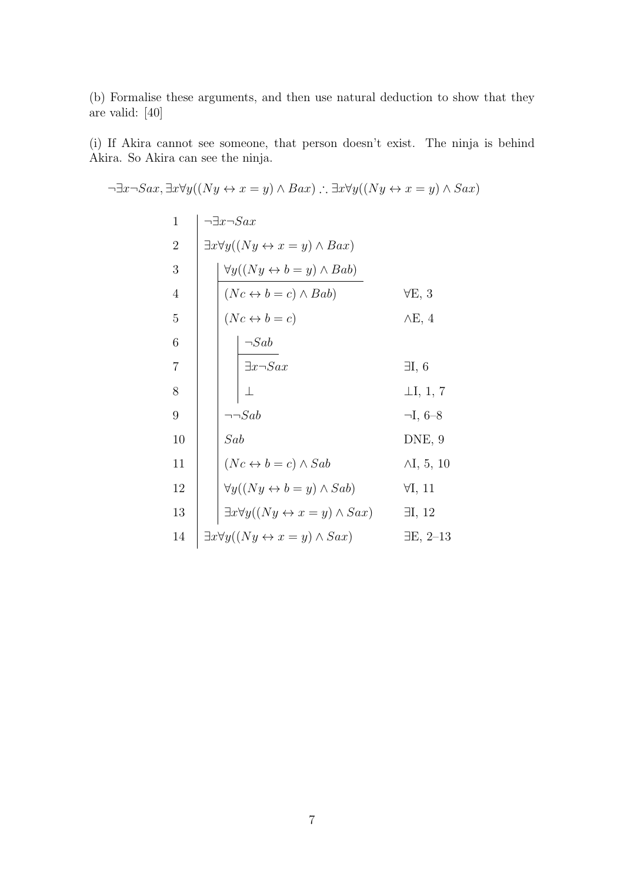(b) Formalise these arguments, and then use natural deduction to show that they are valid: [40]

(i) If Akira cannot see someone, that person doesn't exist. The ninja is behind Akira. So Akira can see the ninja.

$$\neg\exists x \neg Sax, \exists x \forall y((Ny \leftrightarrow x = y) \wedge Bax) \therefore \exists x \forall y((Ny \leftrightarrow x = y) \wedge Sax)$$

| Line | Formula | Justification |
|---|---|---|
| 1 | $\neg\exists x \neg Sax$ | |
| 2 | $\exists x \forall y((Ny \leftrightarrow x = y) \wedge Bax)$ | |
| 3 | $\quad \forall y((Ny \leftrightarrow b = y) \wedge Bab)$ | |
| 4 | $\quad (Nc \leftrightarrow b = c) \wedge Bab)$ | $\forall$E, 3 |
| 5 | $\quad (Nc \leftrightarrow b = c)$ | $\wedge$E, 4 |
| 6 | $\quad\quad \neg Sab$ | |
| 7 | $\quad\quad \exists x \neg Sax$ | $\exists$I, 6 |
| 8 | $\quad\quad \bot$ | $\bot$I, 1, 7 |
| 9 | $\quad \neg\neg Sab$ | $\neg$I, 6–8 |
| 10 | $\quad Sab$ | DNE, 9 |
| 11 | $\quad (Nc \leftrightarrow b = c) \wedge Sab$ | $\wedge$I, 5, 10 |
| 12 | $\quad \forall y((Ny \leftrightarrow b = y) \wedge Sab)$ | $\forall$I, 11 |
| 13 | $\quad \exists x \forall y((Ny \leftrightarrow x = y) \wedge Sax)$ | $\exists$I, 12 |
| 14 | $\exists x \forall y((Ny \leftrightarrow x = y) \wedge Sax)$ | $\exists$E, 2–13 |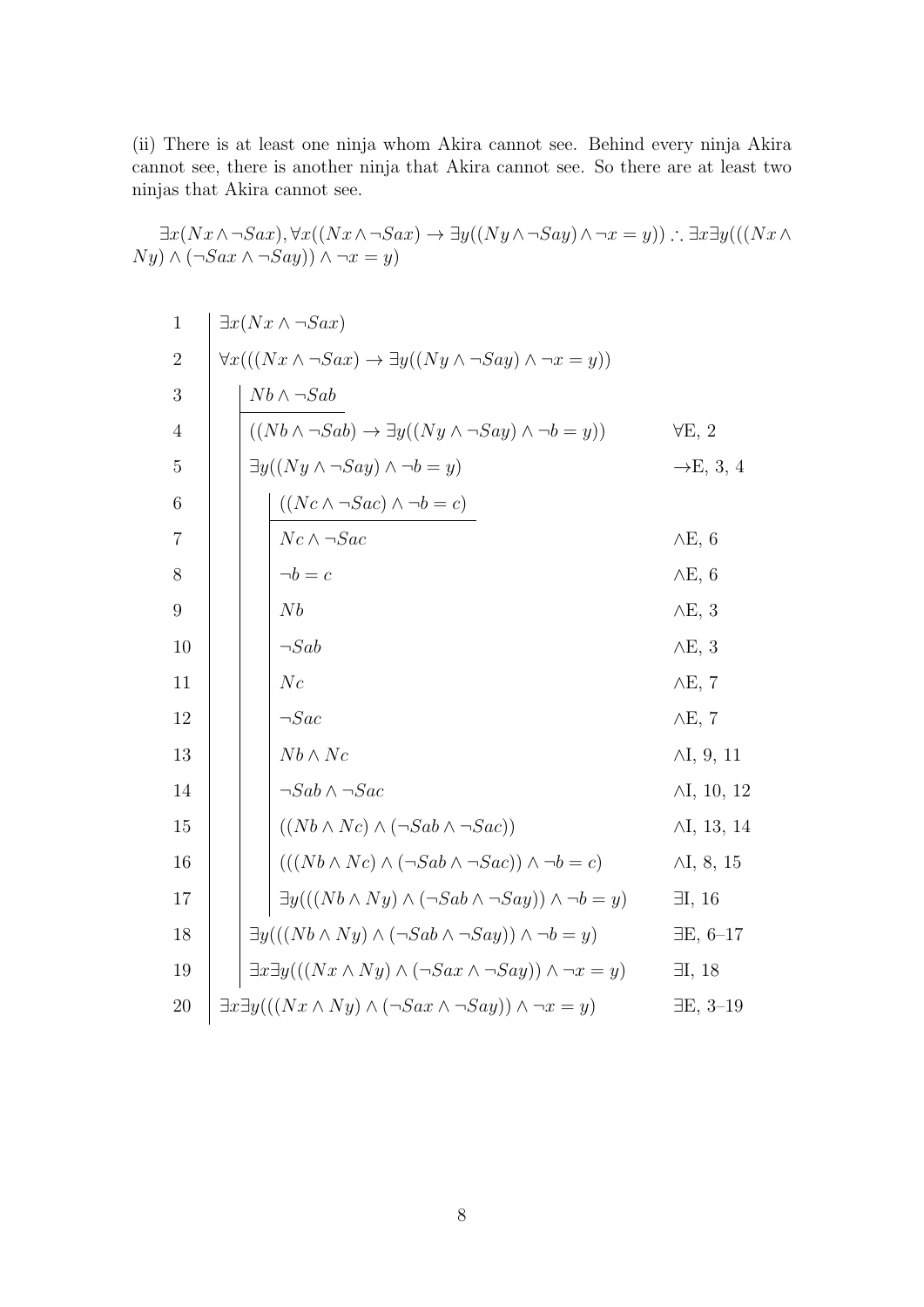(ii) There is at least one ninja whom Akira cannot see. Behind every ninja Akira cannot see, there is another ninja that Akira cannot see. So there are at least two ninjas that Akira cannot see.

$\exists x(Nx \wedge \neg Sax), \forall x((Nx \wedge \neg Sax) \rightarrow \exists y((Ny \wedge \neg Say) \wedge \neg x = y)) \therefore \exists x \exists y(((Nx \wedge Ny) \wedge (\neg Sax \wedge \neg Say)) \wedge \neg x = y)$

| Line | Formula | Justification |
|---|---|---|
| 1 | $\exists x(Nx \wedge \neg Sax)$ | |
| 2 | $\forall x(((Nx \wedge \neg Sax) \rightarrow \exists y((Ny \wedge \neg Say) \wedge \neg x = y))$ | |
| 3 | $\quad Nb \wedge \neg Sab$ | |
| 4 | $\quad ((Nb \wedge \neg Sab) \rightarrow \exists y((Ny \wedge \neg Say) \wedge \neg b = y))$ | $\forall$E, 2 |
| 5 | $\quad \exists y((Ny \wedge \neg Say) \wedge \neg b = y)$ | $\rightarrow$E, 3, 4 |
| 6 | $\quad\quad ((Nc \wedge \neg Sac) \wedge \neg b = c)$ | |
| 7 | $\quad\quad Nc \wedge \neg Sac$ | $\wedge$E, 6 |
| 8 | $\quad\quad \neg b = c$ | $\wedge$E, 6 |
| 9 | $\quad\quad Nb$ | $\wedge$E, 3 |
| 10 | $\quad\quad \neg Sab$ | $\wedge$E, 3 |
| 11 | $\quad\quad Nc$ | $\wedge$E, 7 |
| 12 | $\quad\quad \neg Sac$ | $\wedge$E, 7 |
| 13 | $\quad\quad Nb \wedge Nc$ | $\wedge$I, 9, 11 |
| 14 | $\quad\quad \neg Sab \wedge \neg Sac$ | $\wedge$I, 10, 12 |
| 15 | $\quad\quad ((Nb \wedge Nc) \wedge (\neg Sab \wedge \neg Sac))$ | $\wedge$I, 13, 14 |
| 16 | $\quad\quad (((Nb \wedge Nc) \wedge (\neg Sab \wedge \neg Sac)) \wedge \neg b = c)$ | $\wedge$I, 8, 15 |
| 17 | $\quad\quad \exists y(((Nb \wedge Ny) \wedge (\neg Sab \wedge \neg Say)) \wedge \neg b = y)$ | $\exists$I, 16 |
| 18 | $\quad \exists y(((Nb \wedge Ny) \wedge (\neg Sab \wedge \neg Say)) \wedge \neg b = y)$ | $\exists$E, 6–17 |
| 19 | $\quad \exists x \exists y(((Nx \wedge Ny) \wedge (\neg Sax \wedge \neg Say)) \wedge \neg x = y)$ | $\exists$I, 18 |
| 20 | $\exists x \exists y(((Nx \wedge Ny) \wedge (\neg Sax \wedge \neg Say)) \wedge \neg x = y)$ | $\exists$E, 3–19 |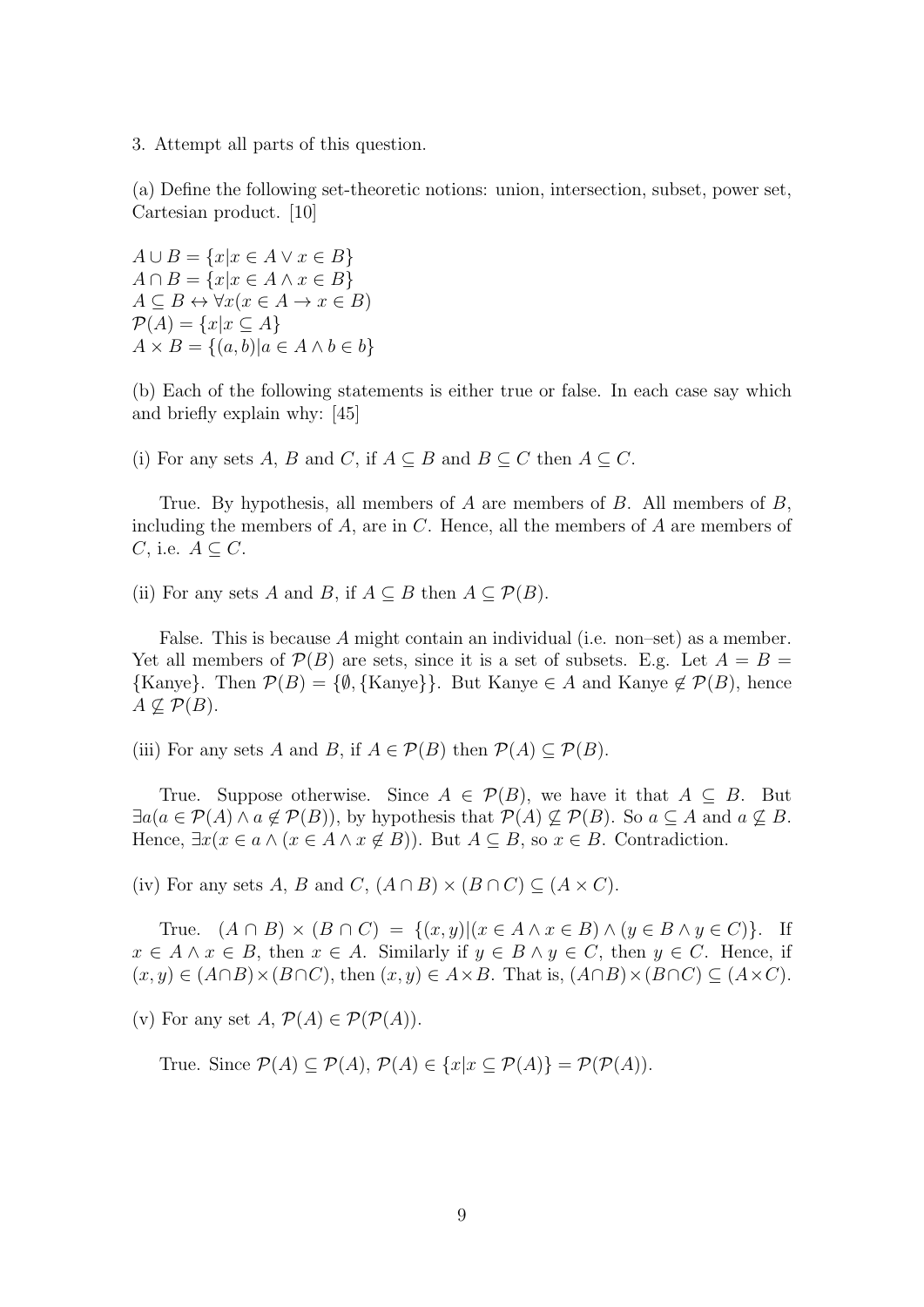3. Attempt all parts of this question.

(a) Define the following set-theoretic notions: union, intersection, subset, power set, Cartesian product. [10]

$A \cup B = \{x | x \in A \vee x \in B\}$
$A \cap B = \{x | x \in A \wedge x \in B\}$
$A \subseteq B \leftrightarrow \forall x(x \in A \rightarrow x \in B)$
$\mathcal{P}(A) = \{x | x \subseteq A\}$
$A \times B = \{(a, b) | a \in A \wedge b \in b\}$

(b) Each of the following statements is either true or false. In each case say which and briefly explain why: [45]

(i) For any sets $A$, $B$ and $C$, if $A \subseteq B$ and $B \subseteq C$ then $A \subseteq C$.

True. By hypothesis, all members of $A$ are members of $B$. All members of $B$, including the members of $A$, are in $C$. Hence, all the members of $A$ are members of $C$, i.e. $A \subseteq C$.

(ii) For any sets $A$ and $B$, if $A \subseteq B$ then $A \subseteq \mathcal{P}(B)$.

False. This is because $A$ might contain an individual (i.e. non–set) as a member. Yet all members of $\mathcal{P}(B)$ are sets, since it is a set of subsets. E.g. Let $A = B = \{\text{Kanye}\}$. Then $\mathcal{P}(B) = \{\emptyset, \{\text{Kanye}\}\}$. But Kanye $\in A$ and Kanye $\notin \mathcal{P}(B)$, hence $A \not\subseteq \mathcal{P}(B)$.

(iii) For any sets $A$ and $B$, if $A \in \mathcal{P}(B)$ then $\mathcal{P}(A) \subseteq \mathcal{P}(B)$.

True. Suppose otherwise. Since $A \in \mathcal{P}(B)$, we have it that $A \subseteq B$. But $\exists a(a \in \mathcal{P}(A) \wedge a \notin \mathcal{P}(B))$, by hypothesis that $\mathcal{P}(A) \not\subseteq \mathcal{P}(B)$. So $a \subseteq A$ and $a \not\subseteq B$. Hence, $\exists x(x \in a \wedge (x \in A \wedge x \notin B))$. But $A \subseteq B$, so $x \in B$. Contradiction.

(iv) For any sets $A$, $B$ and $C$, $(A \cap B) \times (B \cap C) \subseteq (A \times C)$.

True. $(A \cap B) \times (B \cap C) = \{(x, y) | (x \in A \wedge x \in B) \wedge (y \in B \wedge y \in C)\}$. If $x \in A \wedge x \in B$, then $x \in A$. Similarly if $y \in B \wedge y \in C$, then $y \in C$. Hence, if $(x, y) \in (A \cap B) \times (B \cap C)$, then $(x, y) \in A \times B$. That is, $(A \cap B) \times (B \cap C) \subseteq (A \times C)$.

(v) For any set $A$, $\mathcal{P}(A) \in \mathcal{P}(\mathcal{P}(A))$.

True. Since $\mathcal{P}(A) \subseteq \mathcal{P}(A)$, $\mathcal{P}(A) \in \{x | x \subseteq \mathcal{P}(A)\} = \mathcal{P}(\mathcal{P}(A))$.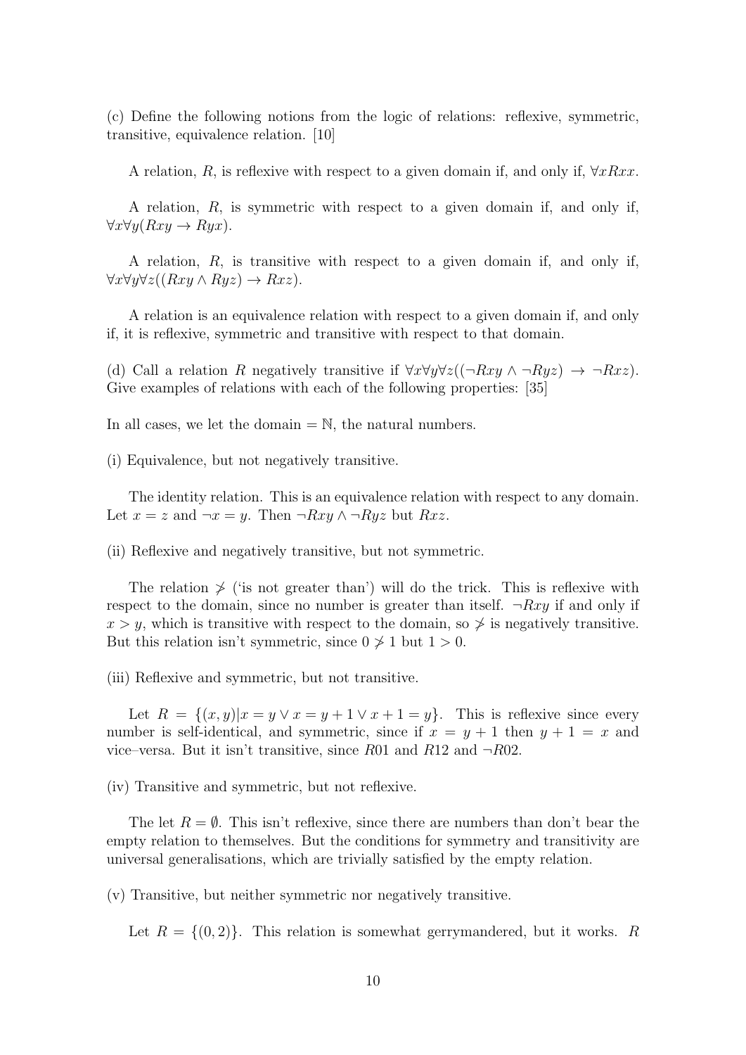(c) Define the following notions from the logic of relations: reflexive, symmetric, transitive, equivalence relation. [10]

A relation, $R$, is reflexive with respect to a given domain if, and only if, $\forall x Rxx$.

A relation, $R$, is symmetric with respect to a given domain if, and only if, $\forall x \forall y (Rxy \rightarrow Ryx)$.

A relation, $R$, is transitive with respect to a given domain if, and only if, $\forall x \forall y \forall z ((Rxy \land Ryz) \rightarrow Rxz)$.

A relation is an equivalence relation with respect to a given domain if, and only if, it is reflexive, symmetric and transitive with respect to that domain.

(d) Call a relation $R$ negatively transitive if $\forall x \forall y \forall z ((\neg Rxy \land \neg Ryz) \rightarrow \neg Rxz)$. Give examples of relations with each of the following properties: [35]

In all cases, we let the domain $= \mathbb{N}$, the natural numbers.

(i) Equivalence, but not negatively transitive.

The identity relation. This is an equivalence relation with respect to any domain. Let $x = z$ and $\neg x = y$. Then $\neg Rxy \land \neg Ryz$ but $Rxz$.

(ii) Reflexive and negatively transitive, but not symmetric.

The relation $\not> $ ('is not greater than') will do the trick. This is reflexive with respect to the domain, since no number is greater than itself. $\neg Rxy$ if and only if $x > y$, which is transitive with respect to the domain, so $\not>$ is negatively transitive. But this relation isn't symmetric, since $0 \not> 1$ but $1 > 0$.

(iii) Reflexive and symmetric, but not transitive.

Let $R = \{(x, y) | x = y \lor x = y + 1 \lor x + 1 = y\}$. This is reflexive since every number is self-identical, and symmetric, since if $x = y + 1$ then $y + 1 = x$ and vice–versa. But it isn't transitive, since $R01$ and $R12$ and $\neg R02$.

(iv) Transitive and symmetric, but not reflexive.

The let $R = \emptyset$. This isn't reflexive, since there are numbers than don't bear the empty relation to themselves. But the conditions for symmetry and transitivity are universal generalisations, which are trivially satisfied by the empty relation.

(v) Transitive, but neither symmetric nor negatively transitive.

Let $R = \{(0, 2)\}$. This relation is somewhat gerrymandered, but it works. $R$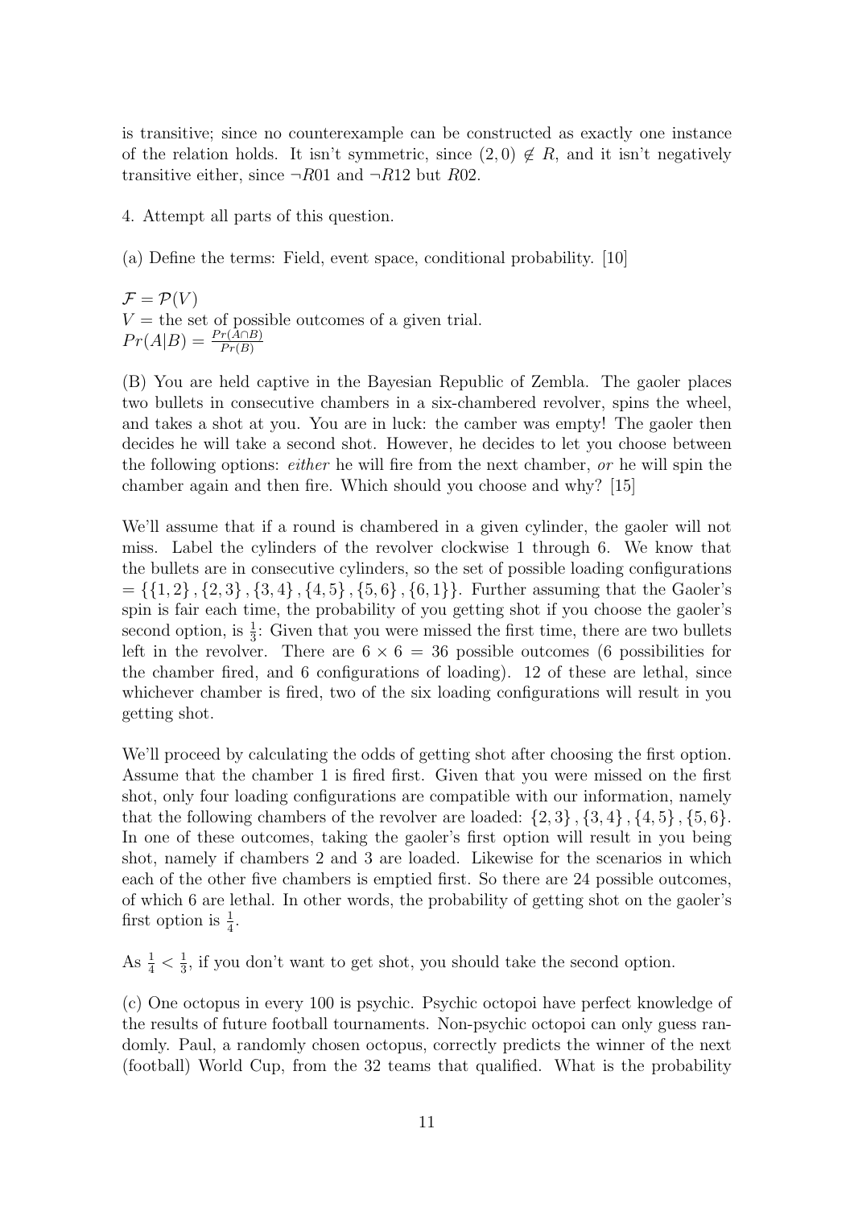is transitive; since no counterexample can be constructed as exactly one instance of the relation holds. It isn't symmetric, since $(2, 0) \notin R$, and it isn't negatively transitive either, since $\neg R01$ and $\neg R12$ but $R02$.

4. Attempt all parts of this question.

(a) Define the terms: Field, event space, conditional probability. [10]

$\mathcal{F} = \mathcal{P}(V)$
$V =$ the set of possible outcomes of a given trial.
$Pr(A|B) = \frac{Pr(A \cap B)}{Pr(B)}$

(B) You are held captive in the Bayesian Republic of Zembla. The gaoler places two bullets in consecutive chambers in a six-chambered revolver, spins the wheel, and takes a shot at you. You are in luck: the camber was empty! The gaoler then decides he will take a second shot. However, he decides to let you choose between the following options: *either* he will fire from the next chamber, *or* he will spin the chamber again and then fire. Which should you choose and why? [15]

We'll assume that if a round is chambered in a given cylinder, the gaoler will not miss. Label the cylinders of the revolver clockwise 1 through 6. We know that the bullets are in consecutive cylinders, so the set of possible loading configurations $= \{\{1, 2\}, \{2, 3\}, \{3, 4\}, \{4, 5\}, \{5, 6\}, \{6, 1\}\}$. Further assuming that the Gaoler's spin is fair each time, the probability of you getting shot if you choose the gaoler's second option, is $\frac{1}{3}$: Given that you were missed the first time, there are two bullets left in the revolver. There are $6 \times 6 = 36$ possible outcomes (6 possibilities for the chamber fired, and 6 configurations of loading). 12 of these are lethal, since whichever chamber is fired, two of the six loading configurations will result in you getting shot.

We'll proceed by calculating the odds of getting shot after choosing the first option. Assume that the chamber 1 is fired first. Given that you were missed on the first shot, only four loading configurations are compatible with our information, namely that the following chambers of the revolver are loaded: $\{2, 3\}, \{3, 4\}, \{4, 5\}, \{5, 6\}$. In one of these outcomes, taking the gaoler's first option will result in you being shot, namely if chambers 2 and 3 are loaded. Likewise for the scenarios in which each of the other five chambers is emptied first. So there are 24 possible outcomes, of which 6 are lethal. In other words, the probability of getting shot on the gaoler's first option is $\frac{1}{4}$.

As $\frac{1}{4} < \frac{1}{3}$, if you don't want to get shot, you should take the second option.

(c) One octopus in every 100 is psychic. Psychic octopoi have perfect knowledge of the results of future football tournaments. Non-psychic octopoi can only guess randomly. Paul, a randomly chosen octopus, correctly predicts the winner of the next (football) World Cup, from the 32 teams that qualified. What is the probability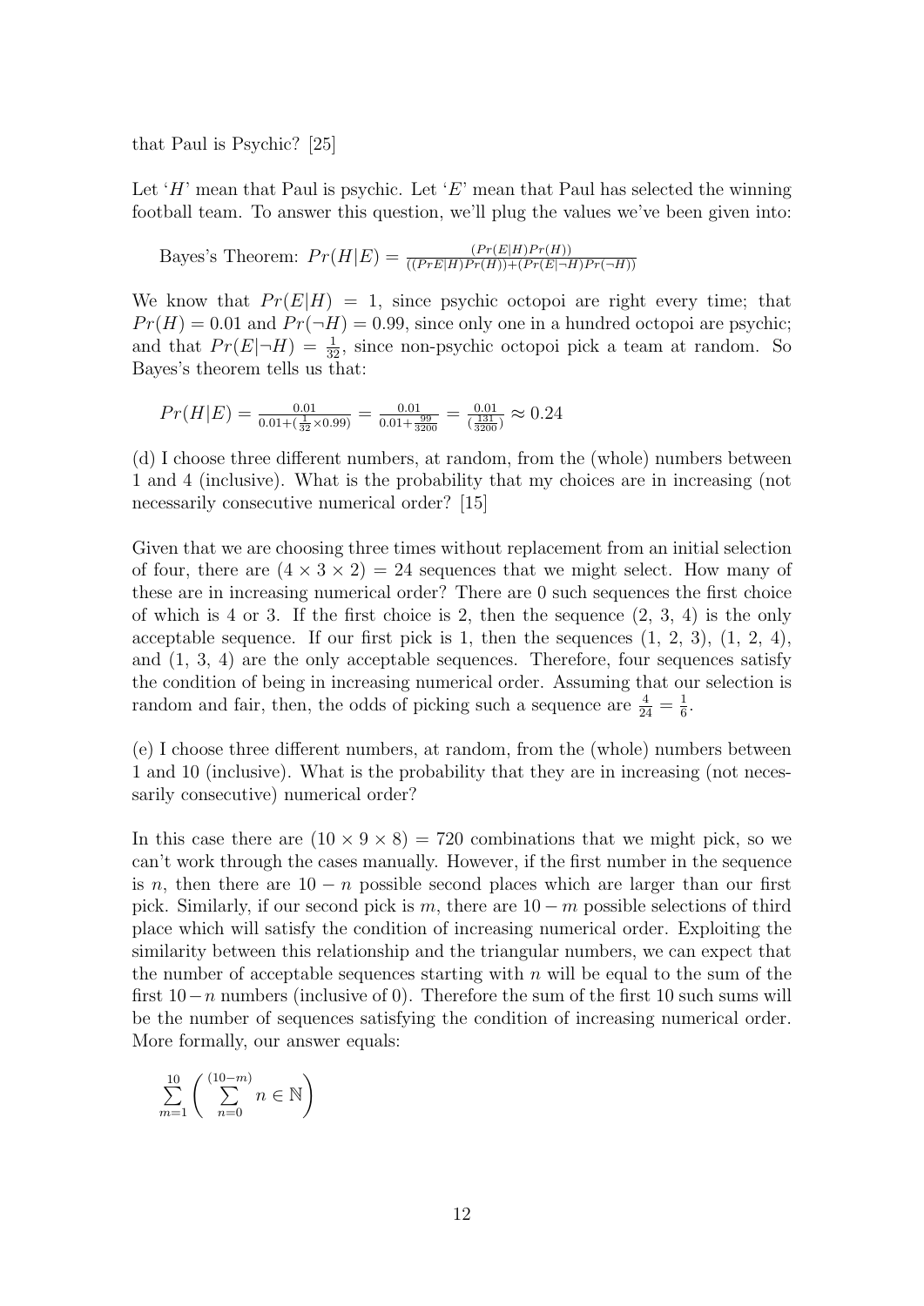that Paul is Psychic? [25]

Let '$H$' mean that Paul is psychic. Let '$E$' mean that Paul has selected the winning football team. To answer this question, we'll plug the values we've been given into:

Bayes's Theorem: $Pr(H|E) = \frac{(Pr(E|H)Pr(H))}{((PrE|H)Pr(H))+(Pr(E|\neg H)Pr(\neg H))}$

We know that $Pr(E|H) = 1$, since psychic octopoi are right every time; that $Pr(H) = 0.01$ and $Pr(\neg H) = 0.99$, since only one in a hundred octopoi are psychic; and that $Pr(E|\neg H) = \frac{1}{32}$, since non-psychic octopoi pick a team at random. So Bayes's theorem tells us that:

$Pr(H|E) = \frac{0.01}{0.01+(\frac{1}{32}\times 0.99)} = \frac{0.01}{0.01+\frac{99}{3200}} = \frac{0.01}{(\frac{131}{3200})} \approx 0.24$

(d) I choose three different numbers, at random, from the (whole) numbers between 1 and 4 (inclusive). What is the probability that my choices are in increasing (not necessarily consecutive numerical order? [15]

Given that we are choosing three times without replacement from an initial selection of four, there are $(4 \times 3 \times 2) = 24$ sequences that we might select. How many of these are in increasing numerical order? There are 0 such sequences the first choice of which is 4 or 3. If the first choice is 2, then the sequence (2, 3, 4) is the only acceptable sequence. If our first pick is 1, then the sequences (1, 2, 3), (1, 2, 4), and (1, 3, 4) are the only acceptable sequences. Therefore, four sequences satisfy the condition of being in increasing numerical order. Assuming that our selection is random and fair, then, the odds of picking such a sequence are $\frac{4}{24} = \frac{1}{6}$.

(e) I choose three different numbers, at random, from the (whole) numbers between 1 and 10 (inclusive). What is the probability that they are in increasing (not necessarily consecutive) numerical order?

In this case there are $(10 \times 9 \times 8) = 720$ combinations that we might pick, so we can't work through the cases manually. However, if the first number in the sequence is $n$, then there are $10 - n$ possible second places which are larger than our first pick. Similarly, if our second pick is $m$, there are $10 - m$ possible selections of third place which will satisfy the condition of increasing numerical order. Exploiting the similarity between this relationship and the triangular numbers, we can expect that the number of acceptable sequences starting with $n$ will be equal to the sum of the first $10-n$ numbers (inclusive of 0). Therefore the sum of the first 10 such sums will be the number of sequences satisfying the condition of increasing numerical order. More formally, our answer equals:

$$\sum_{m=1}^{10} \left( \sum_{n=0}^{(10-m)} n \in \mathbb{N} \right)$$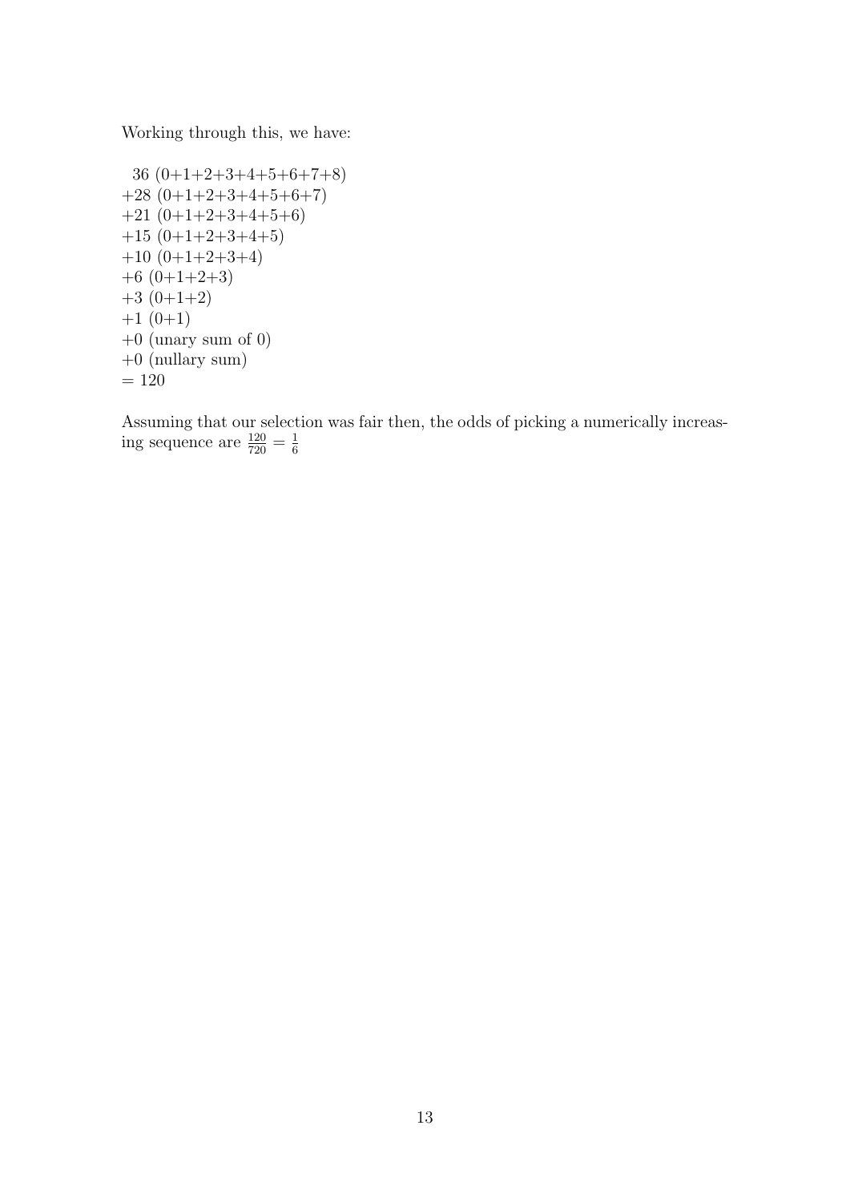Working through this, we have:

36 (0+1+2+3+4+5+6+7+8)
+28 (0+1+2+3+4+5+6+7)
+21 (0+1+2+3+4+5+6)
+15 (0+1+2+3+4+5)
+10 (0+1+2+3+4)
+6 (0+1+2+3)
+3 (0+1+2)
+1 (0+1)
+0 (unary sum of 0)
+0 (nullary sum)
= 120

Assuming that our selection was fair then, the odds of picking a numerically increasing sequence are $\frac{120}{720} = \frac{1}{6}$